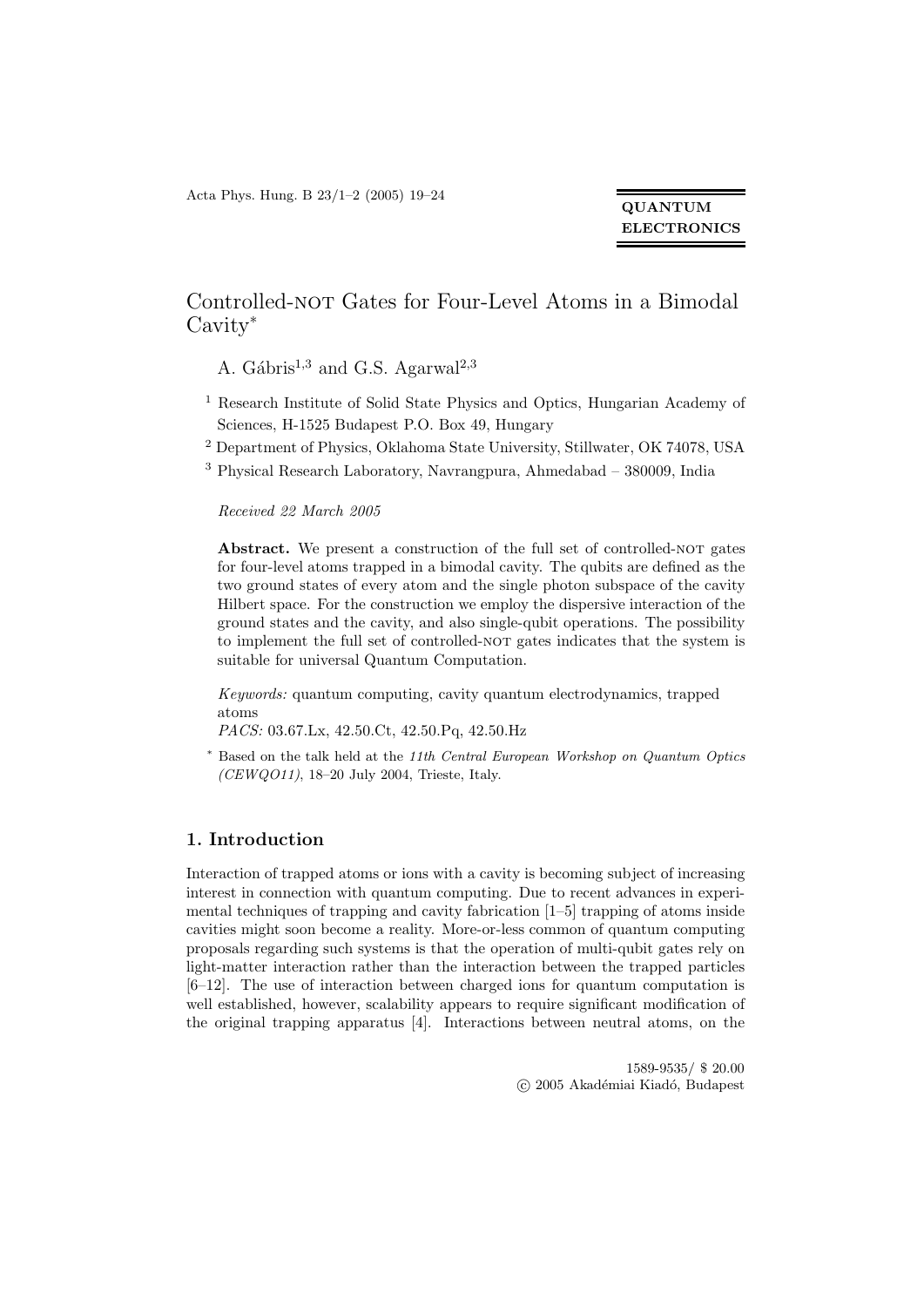**QUANTUM ELECTRONICS**

# Controlled-NOT Gates for Four-Level Atoms in a Bimodal Cavity*

A. Gábris[1,3] and G.S. Agarwal[2,3]

[1] Research Institute of Solid State Physics and Optics, Hungarian Academy of Sciences, H-1525 Budapest P.O. Box 49, Hungary

[2] Department of Physics, Oklahoma State University, Stillwater, OK 74078, USA

[3] Physical Research Laboratory, Navrangpura, Ahmedabad – 380009, India

*Received 22 March 2005*

**Abstract.** We present a construction of the full set of controlled-NOT gates for four-level atoms trapped in a bimodal cavity. The qubits are defined as the two ground states of every atom and the single photon subspace of the cavity Hilbert space. For the construction we employ the dispersive interaction of the ground states and the cavity, and also single-qubit operations. The possibility to implement the full set of controlled-NOT gates indicates that the system is suitable for universal Quantum Computation.

*Keywords:* quantum computing, cavity quantum electrodynamics, trapped atoms

*PACS:* 03.67.Lx, 42.50.Ct, 42.50.Pq, 42.50.Hz

\* Based on the talk held at the *11th Central European Workshop on Quantum Optics (CEWQO11)*, 18–20 July 2004, Trieste, Italy.

## 1. Introduction

Interaction of trapped atoms or ions with a cavity is becoming subject of increasing interest in connection with quantum computing. Due to recent advances in experimental techniques of trapping and cavity fabrication [1–5] trapping of atoms inside cavities might soon become a reality. More-or-less common of quantum computing proposals regarding such systems is that the operation of multi-qubit gates rely on light-matter interaction rather than the interaction between the trapped particles [6–12]. The use of interaction between charged ions for quantum computation is well established, however, scalability appears to require significant modification of the original trapping apparatus [4]. Interactions between neutral atoms, on the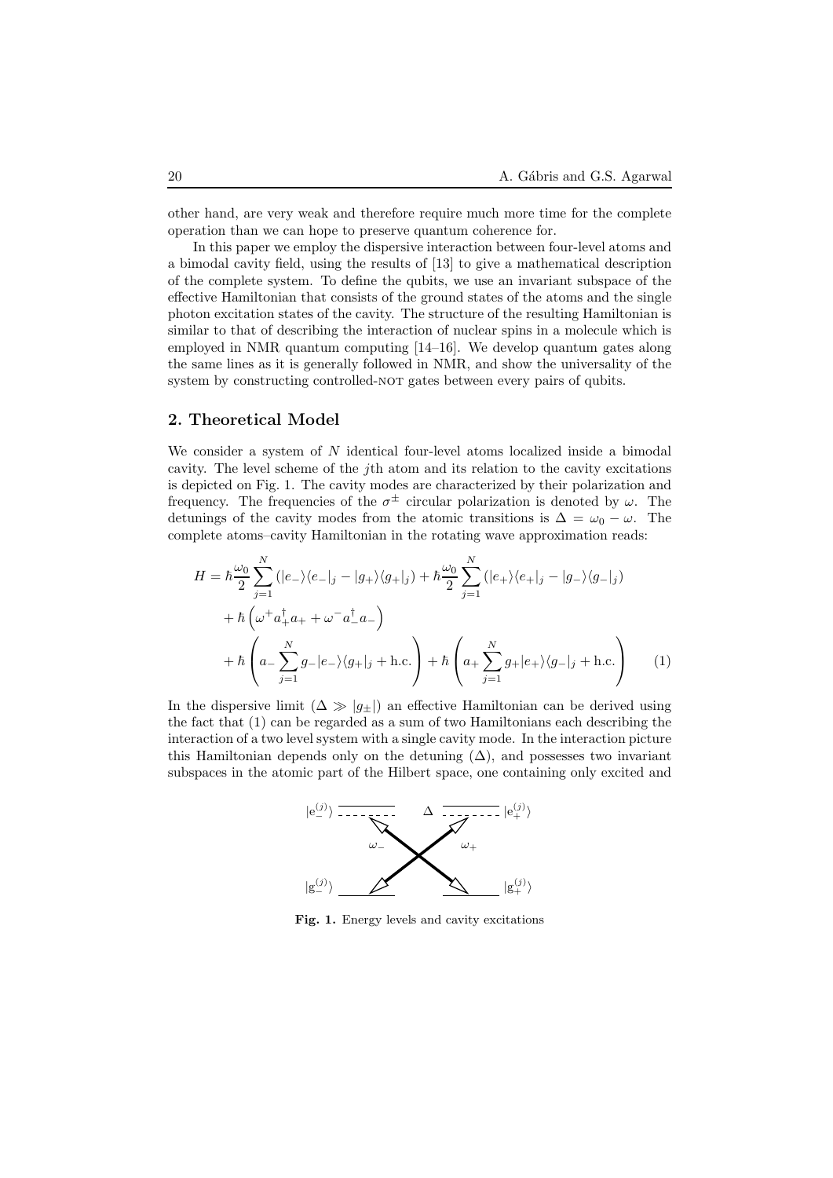other hand, are very weak and therefore require much more time for the complete operation than we can hope to preserve quantum coherence for.

In this paper we employ the dispersive interaction between four-level atoms and a bimodal cavity field, using the results of [13] to give a mathematical description of the complete system. To define the qubits, we use an invariant subspace of the effective Hamiltonian that consists of the ground states of the atoms and the single photon excitation states of the cavity. The structure of the resulting Hamiltonian is similar to that of describing the interaction of nuclear spins in a molecule which is employed in NMR quantum computing [14–16]. We develop quantum gates along the same lines as it is generally followed in NMR, and show the universality of the system by constructing controlled-NOT gates between every pairs of qubits.

## 2. Theoretical Model

We consider a system of $N$ identical four-level atoms localized inside a bimodal cavity. The level scheme of the $j$th atom and its relation to the cavity excitations is depicted on Fig. 1. The cavity modes are characterized by their polarization and frequency. The frequencies of the $\sigma^{\pm}$ circular polarization is denoted by $\omega$. The detunings of the cavity modes from the atomic transitions is $\Delta = \omega_0 - \omega$. The complete atoms–cavity Hamiltonian in the rotating wave approximation reads:

$$
\begin{aligned}
H = {} & \hbar \frac{\omega_0}{2} \sum_{j=1}^{N} \left( |e_-\rangle\langle e_-|_j - |g_+\rangle\langle g_+|_j \right) + \hbar \frac{\omega_0}{2} \sum_{j=1}^{N} \left( |e_+\rangle\langle e_+|_j - |g_-\rangle\langle g_-|_j \right) \\
& + \hbar \left( \omega^+ a_+^\dagger a_+ + \omega^- a_-^\dagger a_- \right) \\
& + \hbar \left( a_- \sum_{j=1}^{N} g_- |e_-\rangle\langle g_+|_j + \text{h.c.} \right) + \hbar \left( a_+ \sum_{j=1}^{N} g_+ |e_+\rangle\langle g_-|_j + \text{h.c.} \right) \qquad (1)
\end{aligned}
$$

In the dispersive limit ($\Delta \gg |g_\pm|$) an effective Hamiltonian can be derived using the fact that (1) can be regarded as a sum of two Hamiltonians each describing the interaction of a two level system with a single cavity mode. In the interaction picture this Hamiltonian depends only on the detuning ($\Delta$), and possesses two invariant subspaces in the atomic part of the Hilbert space, one containing only excited and

**Fig. 1.** Energy levels and cavity excitations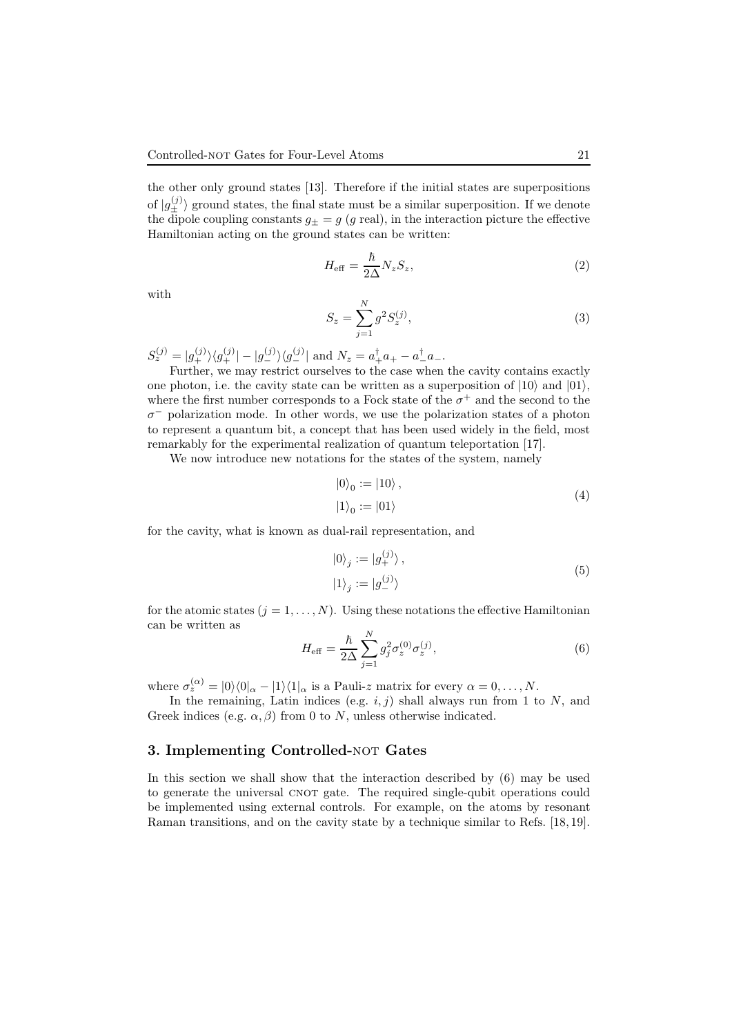the other only ground states [13]. Therefore if the initial states are superpositions of $|g_\pm^{(j)}\rangle$ ground states, the final state must be a similar superposition. If we denote the dipole coupling constants $g_\pm = g$ ($g$ real), in the interaction picture the effective Hamiltonian acting on the ground states can be written:

$$H_{\text{eff}} = \frac{\hbar}{2\Delta} N_z S_z, \tag{2}$$

with

$$S_z = \sum_{j=1}^{N} g^2 S_z^{(j)}, \tag{3}$$

$S_z^{(j)} = |g_+^{(j)}\rangle\langle g_+^{(j)}| - |g_-^{(j)}\rangle\langle g_-^{(j)}|$ and $N_z = a_+^\dagger a_+ - a_-^\dagger a_-$.

Further, we may restrict ourselves to the case when the cavity contains exactly one photon, i.e. the cavity state can be written as a superposition of $|10\rangle$ and $|01\rangle$, where the first number corresponds to a Fock state of the $\sigma^+$ and the second to the $\sigma^-$ polarization mode. In other words, we use the polarization states of a photon to represent a quantum bit, a concept that has been used widely in the field, most remarkably for the experimental realization of quantum teleportation [17].

We now introduce new notations for the states of the system, namely

$$\begin{aligned} |0\rangle_0 &:= |10\rangle\,, \\ |1\rangle_0 &:= |01\rangle \end{aligned} \tag{4}$$

for the cavity, what is known as dual-rail representation, and

$$\begin{aligned} |0\rangle_j &:= |g_+^{(j)}\rangle\,, \\ |1\rangle_j &:= |g_-^{(j)}\rangle \end{aligned} \tag{5}$$

for the atomic states ($j = 1, \ldots, N$). Using these notations the effective Hamiltonian can be written as

$$H_{\text{eff}} = \frac{\hbar}{2\Delta} \sum_{j=1}^{N} g_j^2 \sigma_z^{(0)} \sigma_z^{(j)}, \tag{6}$$

where $\sigma_z^{(\alpha)} = |0\rangle\langle 0|_\alpha - |1\rangle\langle 1|_\alpha$ is a Pauli-$z$ matrix for every $\alpha = 0, \ldots, N$.

In the remaining, Latin indices (e.g. $i, j$) shall always run from 1 to $N$, and Greek indices (e.g. $\alpha, \beta$) from 0 to $N$, unless otherwise indicated.

## 3. Implementing Controlled-NOT Gates

In this section we shall show that the interaction described by (6) may be used to generate the universal CNOT gate. The required single-qubit operations could be implemented using external controls. For example, on the atoms by resonant Raman transitions, and on the cavity state by a technique similar to Refs. [18,19].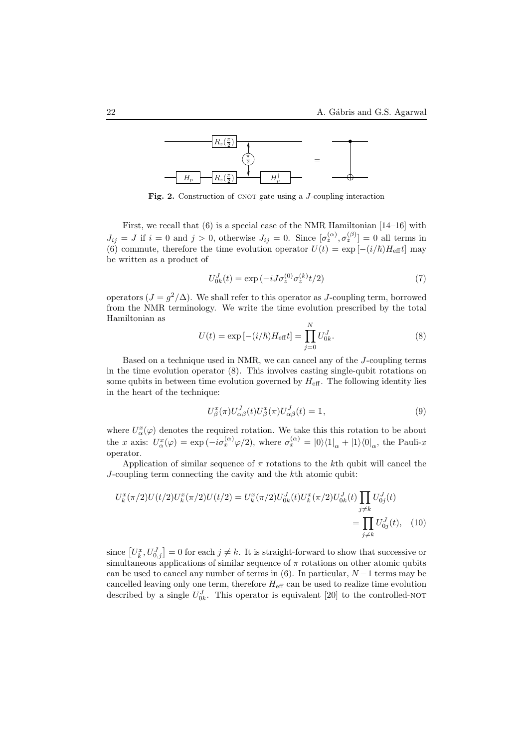**Fig. 2.** Construction of CNOT gate using a $J$-coupling interaction

First, we recall that (6) is a special case of the NMR Hamiltonian [14–16] with $J_{ij} = J$ if $i = 0$ and $j > 0$, otherwise $J_{ij} = 0$. Since $[\sigma_z^{(\alpha)}, \sigma_z^{(\beta)}] = 0$ all terms in (6) commute, therefore the time evolution operator $U(t) = \exp\left[-(i/\hbar)H_{\text{eff}}t\right]$ may be written as a product of

$$U_{0k}^J(t) = \exp\left(-iJ\sigma_z^{(0)}\sigma_z^{(k)}t/2\right) \tag{7}$$

operators ($J = g^2/\Delta$). We shall refer to this operator as $J$-coupling term, borrowed from the NMR terminology. We write the time evolution prescribed by the total Hamiltonian as

$$U(t) = \exp\left[-(i/\hbar)H_{\text{eff}}t\right] = \prod_{j=0}^{N} U_{0k}^J. \tag{8}$$

Based on a technique used in NMR, we can cancel any of the $J$-coupling terms in the time evolution operator (8). This involves casting single-qubit rotations on some qubits in between time evolution governed by $H_{\text{eff}}$. The following identity lies in the heart of the technique:

$$U_\beta^x(\pi)U_{\alpha\beta}^J(t)U_\beta^x(\pi)U_{\alpha\beta}^J(t) = \mathbb{1}, \tag{9}$$

where $U_\alpha^x(\varphi)$ denotes the required rotation. We take this this rotation to be about the $x$ axis: $U_\alpha^x(\varphi) = \exp\left(-i\sigma_x^{(\alpha)}\varphi/2\right)$, where $\sigma_x^{(\alpha)} = |0\rangle\langle 1|_\alpha + |1\rangle\langle 0|_\alpha$, the Pauli-$x$ operator.

Application of similar sequence of $\pi$ rotations to the $k$th qubit will cancel the $J$-coupling term connecting the cavity and the $k$th atomic qubit:

$$\begin{aligned} U_k^x(\pi/2)U(t/2)U_k^x(\pi/2)U(t/2) &= U_k^x(\pi/2)U_{0k}^J(t)U_k^x(\pi/2)U_{0k}^J(t)\prod_{j\neq k}U_{0j}^J(t) \\ &= \prod_{j\neq k}U_{0j}^J(t), \end{aligned} \tag{10}$$

since $\left[U_k^x, U_{0,j}^J\right] = 0$ for each $j \neq k$. It is straight-forward to show that successive or simultaneous applications of similar sequence of $\pi$ rotations on other atomic qubits can be used to cancel any number of terms in (6). In particular, $N-1$ terms may be cancelled leaving only one term, therefore $H_{\text{eff}}$ can be used to realize time evolution described by a single $U_{0k}^J$. This operator is equivalent [20] to the controlled-NOT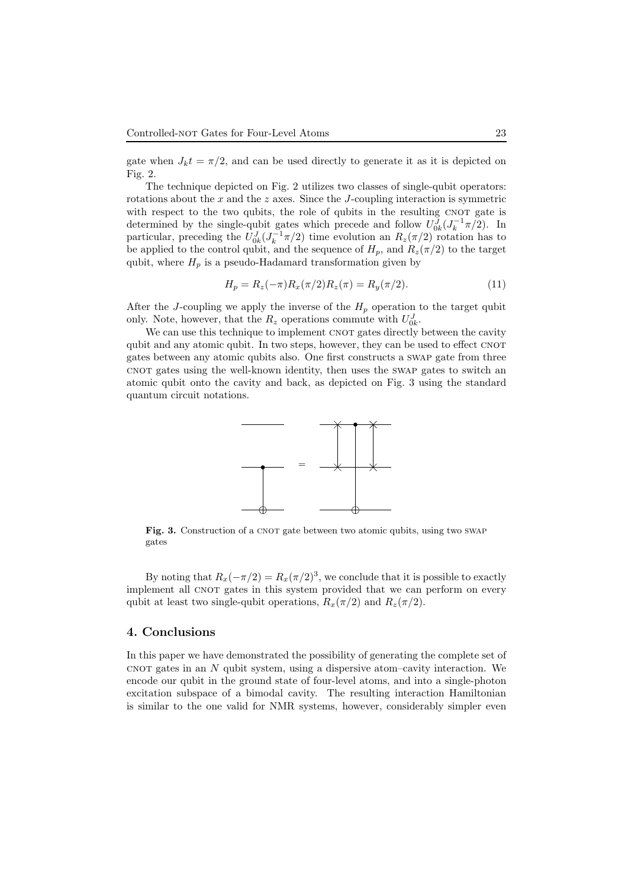gate when $J_k t = \pi/2$, and can be used directly to generate it as it is depicted on Fig. 2.

The technique depicted on Fig. 2 utilizes two classes of single-qubit operators: rotations about the $x$ and the $z$ axes. Since the $J$-coupling interaction is symmetric with respect to the two qubits, the role of qubits in the resulting CNOT gate is determined by the single-qubit gates which precede and follow $U^J_{0k}(J_k^{-1}\pi/2)$. In particular, preceding the $U^J_{0k}(J_k^{-1}\pi/2)$ time evolution an $R_z(\pi/2)$ rotation has to be applied to the control qubit, and the sequence of $H_p$, and $R_z(\pi/2)$ to the target qubit, where $H_p$ is a pseudo-Hadamard transformation given by

$$H_p = R_z(-\pi)R_x(\pi/2)R_z(\pi) = R_y(\pi/2). \tag{11}$$

After the $J$-coupling we apply the inverse of the $H_p$ operation to the target qubit only. Note, however, that the $R_z$ operations commute with $U^J_{0k}$.

We can use this technique to implement CNOT gates directly between the cavity qubit and any atomic qubit. In two steps, however, they can be used to effect CNOT gates between any atomic qubits also. One first constructs a SWAP gate from three CNOT gates using the well-known identity, then uses the SWAP gates to switch an atomic qubit onto the cavity and back, as depicted on Fig. 3 using the standard quantum circuit notations.

**Fig. 3.** Construction of a CNOT gate between two atomic qubits, using two SWAP gates

By noting that $R_x(-\pi/2) = R_x(\pi/2)^3$, we conclude that it is possible to exactly implement all CNOT gates in this system provided that we can perform on every qubit at least two single-qubit operations, $R_x(\pi/2)$ and $R_z(\pi/2)$.

## 4. Conclusions

In this paper we have demonstrated the possibility of generating the complete set of CNOT gates in an $N$ qubit system, using a dispersive atom–cavity interaction. We encode our qubit in the ground state of four-level atoms, and into a single-photon excitation subspace of a bimodal cavity. The resulting interaction Hamiltonian is similar to the one valid for NMR systems, however, considerably simpler even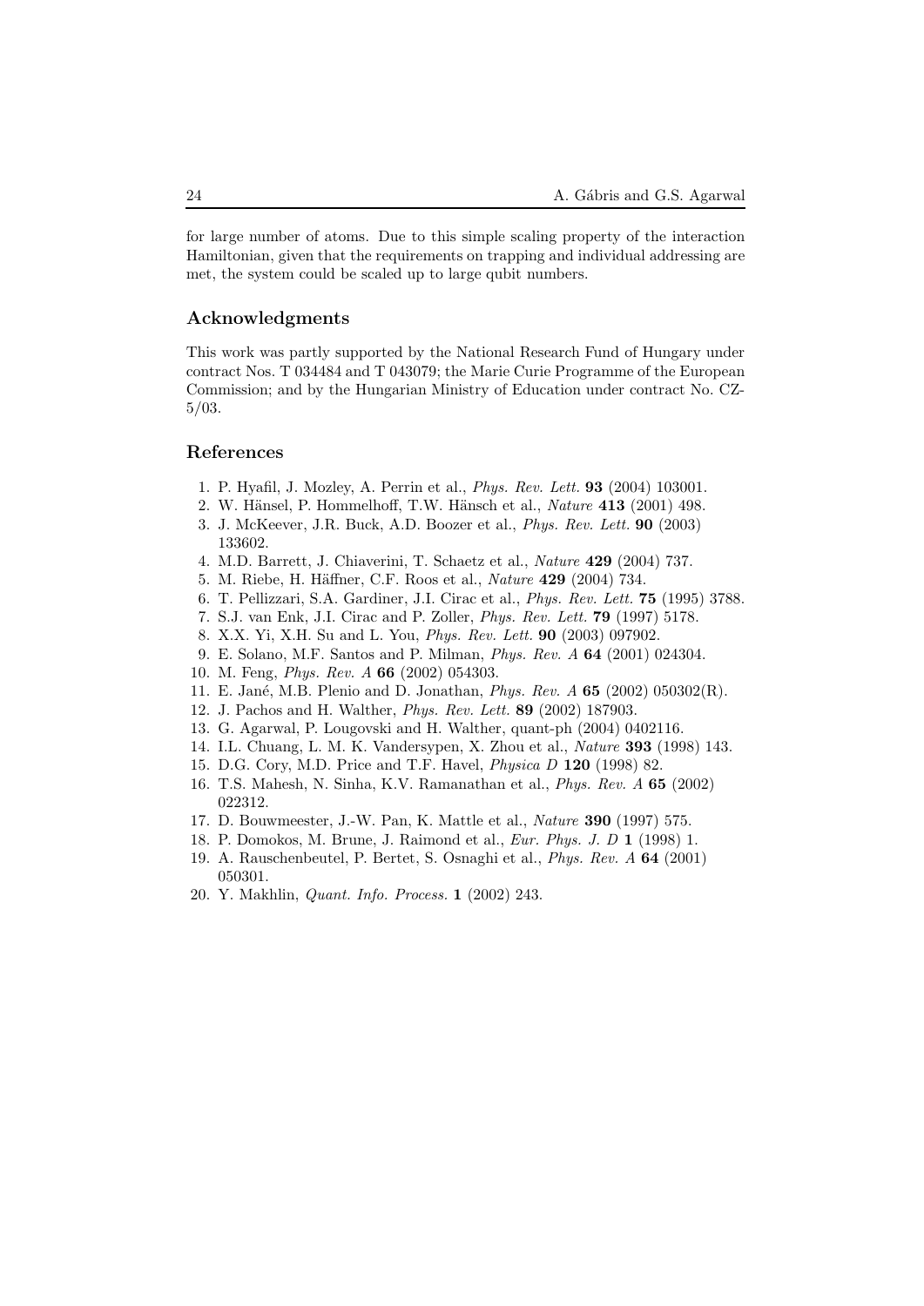for large number of atoms. Due to this simple scaling property of the interaction Hamiltonian, given that the requirements on trapping and individual addressing are met, the system could be scaled up to large qubit numbers.

## Acknowledgments

This work was partly supported by the National Research Fund of Hungary under contract Nos. T 034484 and T 043079; the Marie Curie Programme of the European Commission; and by the Hungarian Ministry of Education under contract No. CZ-5/03.

## References

1. P. Hyafil, J. Mozley, A. Perrin et al., *Phys. Rev. Lett.* **93** (2004) 103001.
2. W. Hänsel, P. Hommelhoff, T.W. Hänsch et al., *Nature* **413** (2001) 498.
3. J. McKeever, J.R. Buck, A.D. Boozer et al., *Phys. Rev. Lett.* **90** (2003) 133602.
4. M.D. Barrett, J. Chiaverini, T. Schaetz et al., *Nature* **429** (2004) 737.
5. M. Riebe, H. Häffner, C.F. Roos et al., *Nature* **429** (2004) 734.
6. T. Pellizzari, S.A. Gardiner, J.I. Cirac et al., *Phys. Rev. Lett.* **75** (1995) 3788.
7. S.J. van Enk, J.I. Cirac and P. Zoller, *Phys. Rev. Lett.* **79** (1997) 5178.
8. X.X. Yi, X.H. Su and L. You, *Phys. Rev. Lett.* **90** (2003) 097902.
9. E. Solano, M.F. Santos and P. Milman, *Phys. Rev. A* **64** (2001) 024304.
10. M. Feng, *Phys. Rev. A* **66** (2002) 054303.
11. E. Jané, M.B. Plenio and D. Jonathan, *Phys. Rev. A* **65** (2002) 050302(R).
12. J. Pachos and H. Walther, *Phys. Rev. Lett.* **89** (2002) 187903.
13. G. Agarwal, P. Lougovski and H. Walther, quant-ph (2004) 0402116.
14. I.L. Chuang, L. M. K. Vandersypen, X. Zhou et al., *Nature* **393** (1998) 143.
15. D.G. Cory, M.D. Price and T.F. Havel, *Physica D* **120** (1998) 82.
16. T.S. Mahesh, N. Sinha, K.V. Ramanathan et al., *Phys. Rev. A* **65** (2002) 022312.
17. D. Bouwmeester, J.-W. Pan, K. Mattle et al., *Nature* **390** (1997) 575.
18. P. Domokos, M. Brune, J. Raimond et al., *Eur. Phys. J. D* **1** (1998) 1.
19. A. Rauschenbeutel, P. Bertet, S. Osnaghi et al., *Phys. Rev. A* **64** (2001) 050301.
20. Y. Makhlin, *Quant. Info. Process.* **1** (2002) 243.